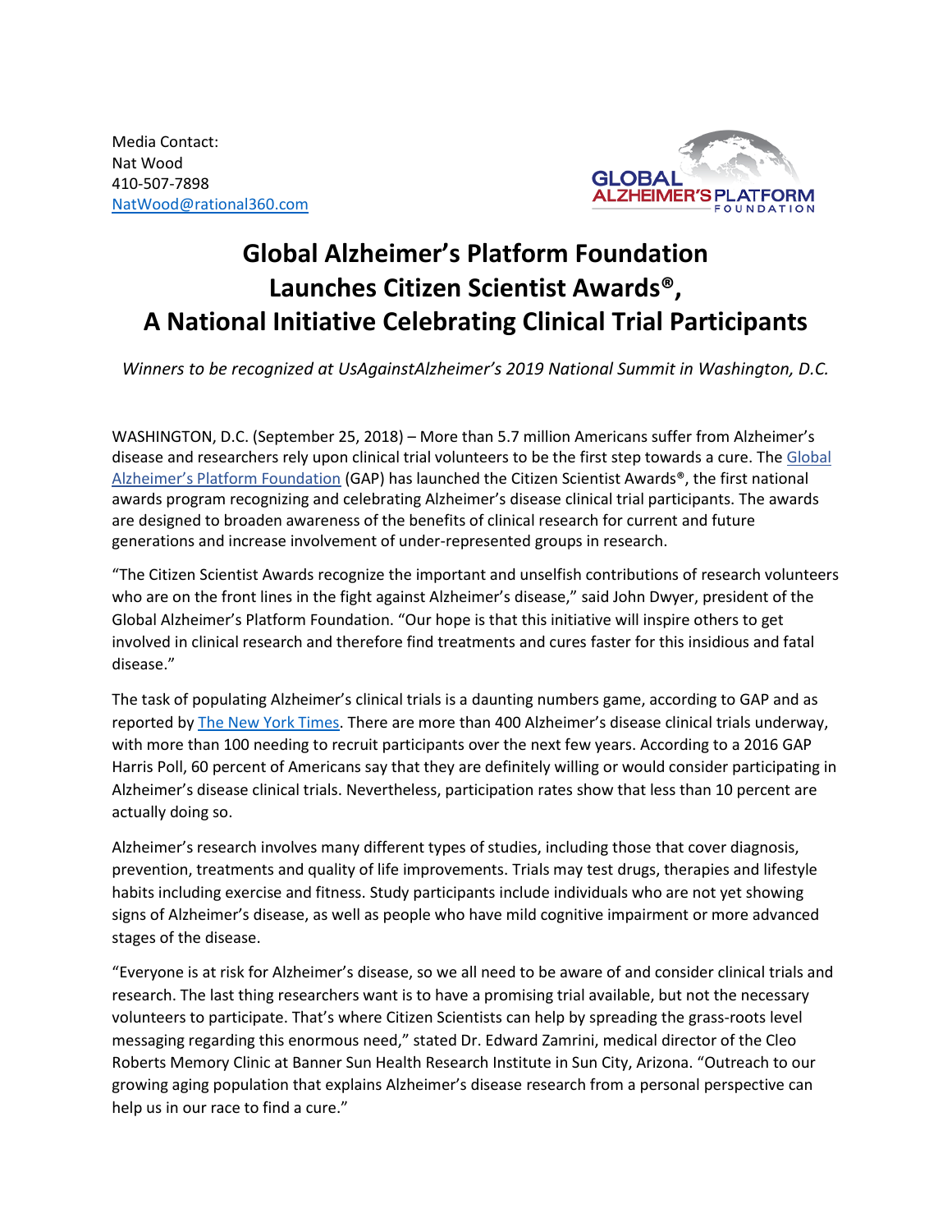Media Contact:
Nat Wood
410-507-7898
NatWood@rational360.com

# Global Alzheimer's Platform Foundation Launches Citizen Scientist Awards®, A National Initiative Celebrating Clinical Trial Participants

*Winners to be recognized at UsAgainstAlzheimer's 2019 National Summit in Washington, D.C.*

WASHINGTON, D.C. (September 25, 2018) – More than 5.7 million Americans suffer from Alzheimer's disease and researchers rely upon clinical trial volunteers to be the first step towards a cure. The Global Alzheimer's Platform Foundation (GAP) has launched the Citizen Scientist Awards®, the first national awards program recognizing and celebrating Alzheimer's disease clinical trial participants. The awards are designed to broaden awareness of the benefits of clinical research for current and future generations and increase involvement of under-represented groups in research.

"The Citizen Scientist Awards recognize the important and unselfish contributions of research volunteers who are on the front lines in the fight against Alzheimer's disease," said John Dwyer, president of the Global Alzheimer's Platform Foundation. "Our hope is that this initiative will inspire others to get involved in clinical research and therefore find treatments and cures faster for this insidious and fatal disease."

The task of populating Alzheimer's clinical trials is a daunting numbers game, according to GAP and as reported by The New York Times. There are more than 400 Alzheimer's disease clinical trials underway, with more than 100 needing to recruit participants over the next few years. According to a 2016 GAP Harris Poll, 60 percent of Americans say that they are definitely willing or would consider participating in Alzheimer's disease clinical trials. Nevertheless, participation rates show that less than 10 percent are actually doing so.

Alzheimer's research involves many different types of studies, including those that cover diagnosis, prevention, treatments and quality of life improvements. Trials may test drugs, therapies and lifestyle habits including exercise and fitness. Study participants include individuals who are not yet showing signs of Alzheimer's disease, as well as people who have mild cognitive impairment or more advanced stages of the disease.

"Everyone is at risk for Alzheimer's disease, so we all need to be aware of and consider clinical trials and research. The last thing researchers want is to have a promising trial available, but not the necessary volunteers to participate. That's where Citizen Scientists can help by spreading the grass-roots level messaging regarding this enormous need," stated Dr. Edward Zamrini, medical director of the Cleo Roberts Memory Clinic at Banner Sun Health Research Institute in Sun City, Arizona. "Outreach to our growing aging population that explains Alzheimer's disease research from a personal perspective can help us in our race to find a cure."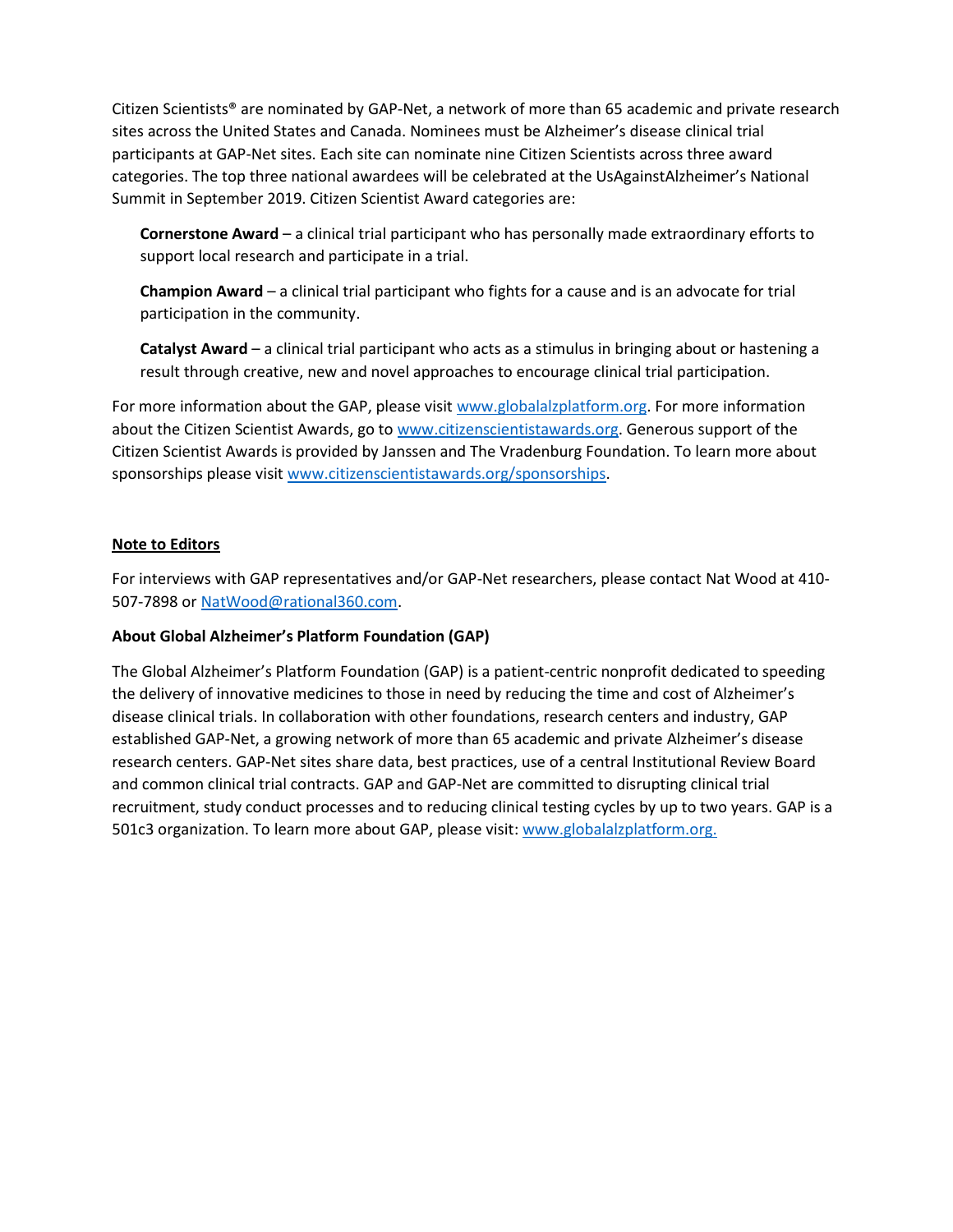Citizen Scientists® are nominated by GAP-Net, a network of more than 65 academic and private research sites across the United States and Canada. Nominees must be Alzheimer's disease clinical trial participants at GAP-Net sites. Each site can nominate nine Citizen Scientists across three award categories. The top three national awardees will be celebrated at the UsAgainstAlzheimer's National Summit in September 2019. Citizen Scientist Award categories are:

> **Cornerstone Award** – a clinical trial participant who has personally made extraordinary efforts to support local research and participate in a trial.
>
> **Champion Award** – a clinical trial participant who fights for a cause and is an advocate for trial participation in the community.
>
> **Catalyst Award** – a clinical trial participant who acts as a stimulus in bringing about or hastening a result through creative, new and novel approaches to encourage clinical trial participation.

For more information about the GAP, please visit www.globalalzplatform.org. For more information about the Citizen Scientist Awards, go to www.citizenscientistawards.org. Generous support of the Citizen Scientist Awards is provided by Janssen and The Vradenburg Foundation. To learn more about sponsorships please visit www.citizenscientistawards.org/sponsorships.

**Note to Editors**

For interviews with GAP representatives and/or GAP-Net researchers, please contact Nat Wood at 410-507-7898 or NatWood@rational360.com.

**About Global Alzheimer's Platform Foundation (GAP)**

The Global Alzheimer's Platform Foundation (GAP) is a patient-centric nonprofit dedicated to speeding the delivery of innovative medicines to those in need by reducing the time and cost of Alzheimer's disease clinical trials. In collaboration with other foundations, research centers and industry, GAP established GAP-Net, a growing network of more than 65 academic and private Alzheimer's disease research centers. GAP-Net sites share data, best practices, use of a central Institutional Review Board and common clinical trial contracts. GAP and GAP-Net are committed to disrupting clinical trial recruitment, study conduct processes and to reducing clinical testing cycles by up to two years. GAP is a 501c3 organization. To learn more about GAP, please visit: www.globalalzplatform.org.